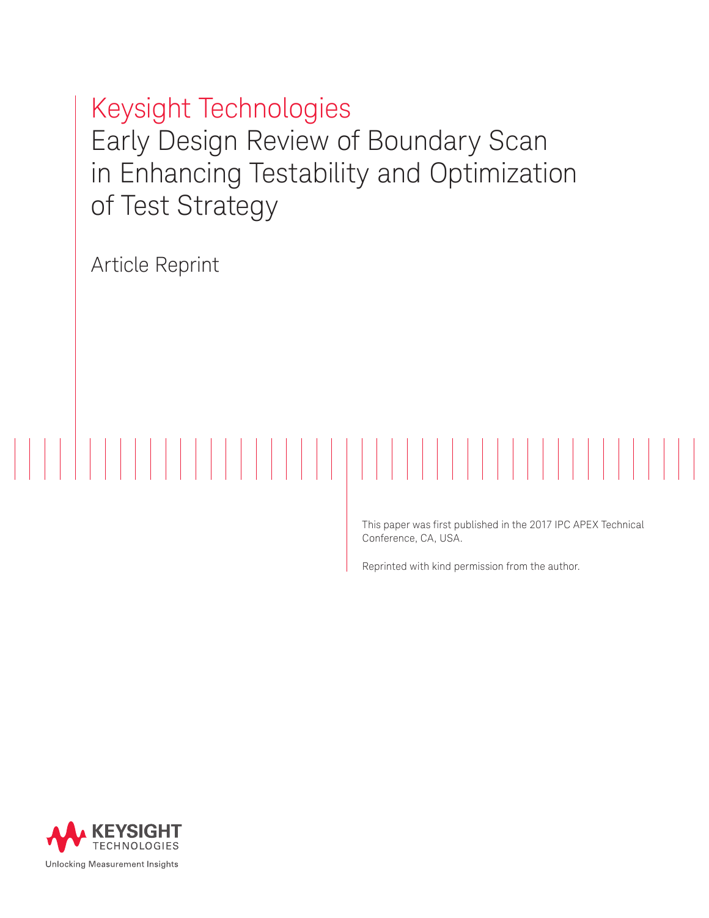# Keysight Technologies

# Early Design Review of Boundary Scan in Enhancing Testability and Optimization of Test Strategy

Article Reprint

This paper was first published in the 2017 IPC APEX Technical Conference, CA, USA.

Reprinted with kind permission from the author.

KEYSIGHT TECHNOLOGIES

Unlocking Measurement Insights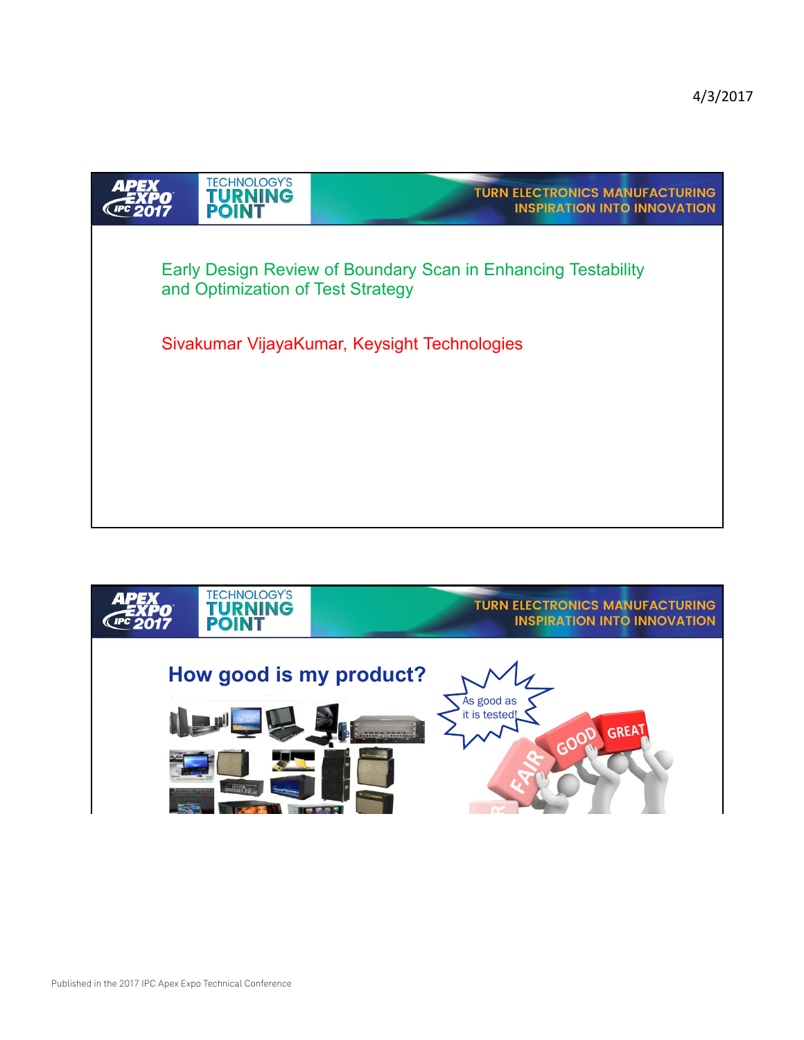Early Design Review of Boundary Scan in Enhancing Testability and Optimization of Test Strategy

Sivakumar VijayaKumar, Keysight Technologies

## How good is my product?

As good as it is tested!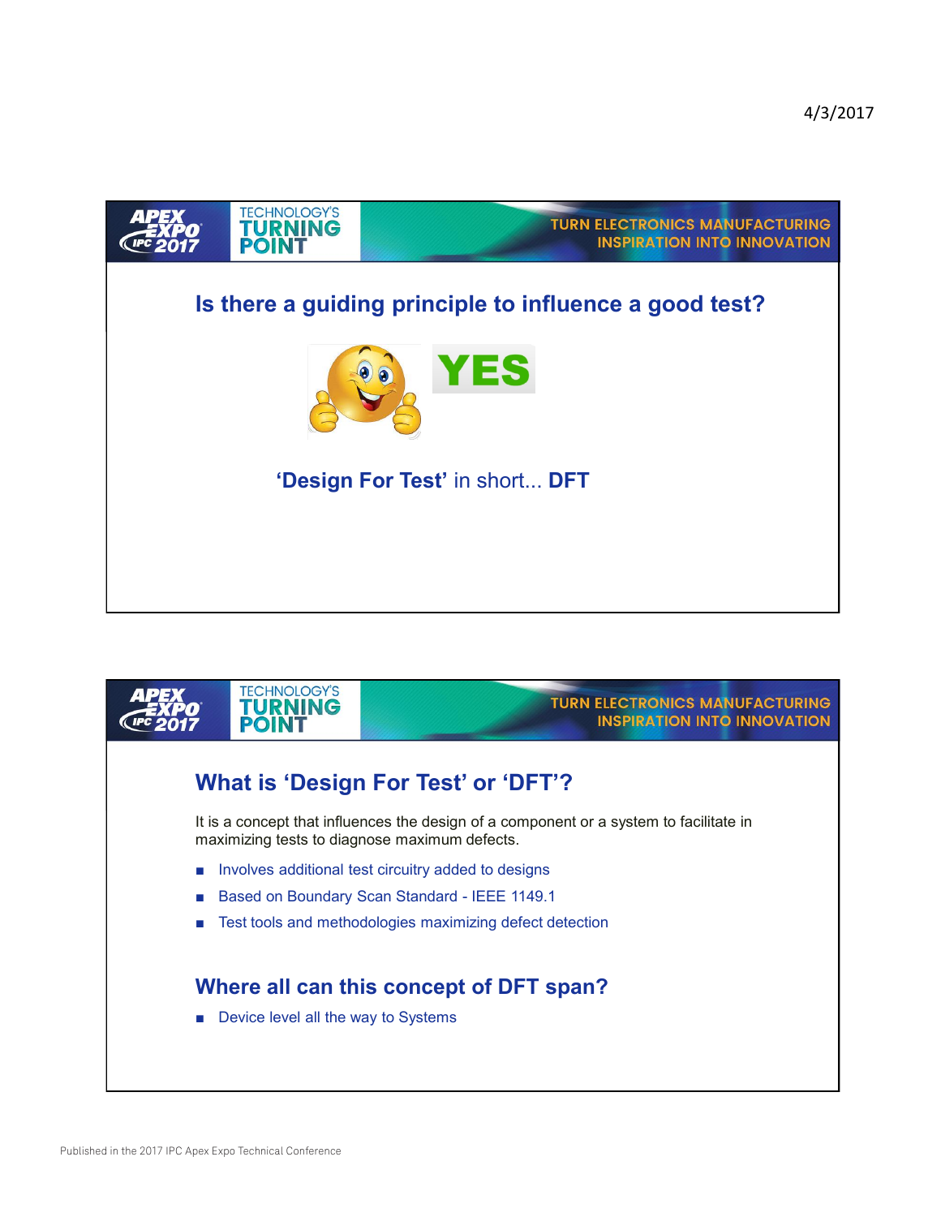## Is there a guiding principle to influence a good test?

**YES**

**'Design For Test'** in short... **DFT**

## What is 'Design For Test' or 'DFT'?

It is a concept that influences the design of a component or a system to facilitate in maximizing tests to diagnose maximum defects.

- Involves additional test circuitry added to designs
- Based on Boundary Scan Standard - IEEE 1149.1
- Test tools and methodologies maximizing defect detection

## Where all can this concept of DFT span?

- Device level all the way to Systems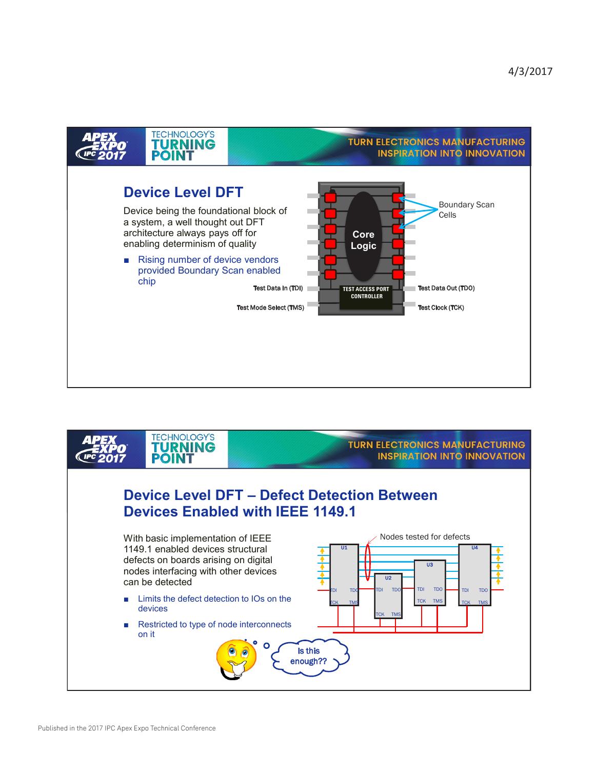## Device Level DFT

Device being the foundational block of a system, a well thought out DFT architecture always pays off for enabling determinism of quality

- Rising number of device vendors provided Boundary Scan enabled chip

Core Logic

Boundary Scan Cells

Test Data In (TDI)

Test Mode Select (TMS)

TEST ACCESS PORT CONTROLLER

Test Data Out (TDO)

Test Clock (TCK)

## Device Level DFT – Defect Detection Between Devices Enabled with IEEE 1149.1

With basic implementation of IEEE 1149.1 enabled devices structural defects on boards arising on digital nodes interfacing with other devices can be detected

- Limits the defect detection to IOs on the devices
- Restricted to type of node interconnects on it

Nodes tested for defects

Is this enough??

Published in the 2017 IPC Apex Expo Technical Conference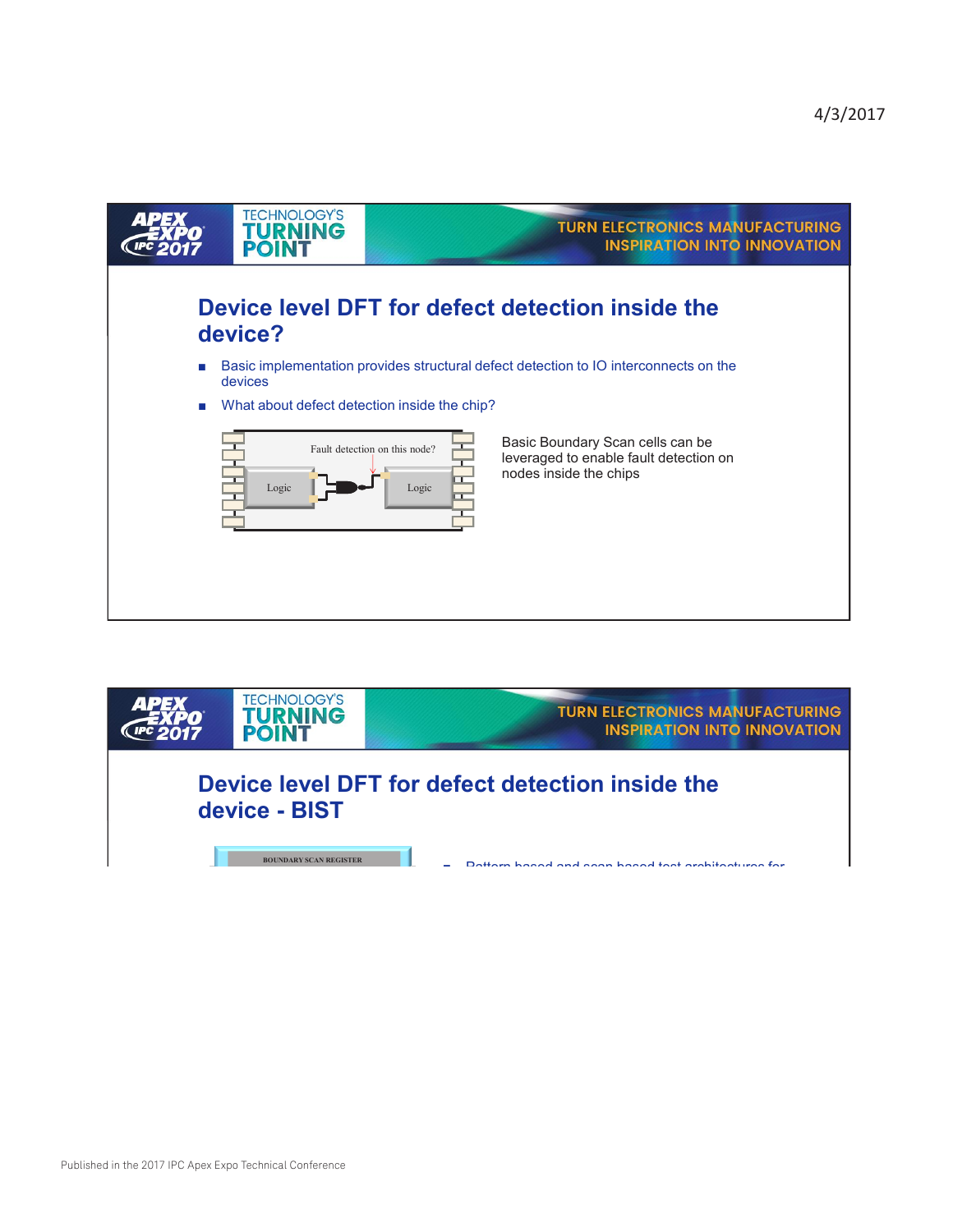## Device level DFT for defect detection inside the device?

- Basic implementation provides structural defect detection to IO interconnects on the devices
- What about defect detection inside the chip?

Fault detection on this node?

Logic

Logic

Basic Boundary Scan cells can be leveraged to enable fault detection on nodes inside the chips

## Device level DFT for defect detection inside the device - BIST

BOUNDARY SCAN REGISTER

- Pattern based and scan based test architectures for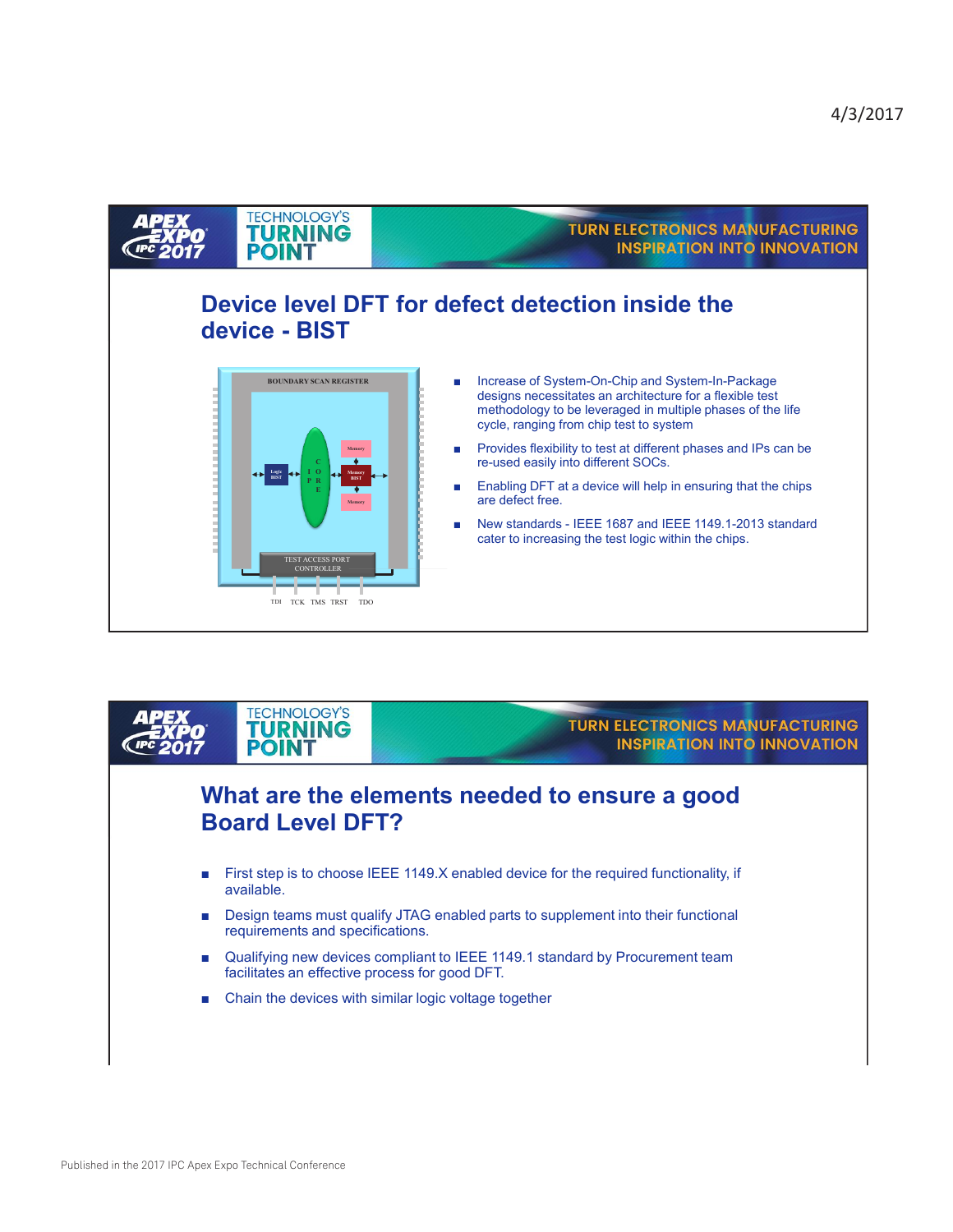## Device level DFT for defect detection inside the device - BIST

BOUNDARY SCAN REGISTER

Logic BIST | CPU CORE | Memory | Memory BIST | Memory

TEST ACCESS PORT CONTROLLER

TDI TCK TMS TRST TDO

- Increase of System-On-Chip and System-In-Package designs necessitates an architecture for a flexible test methodology to be leveraged in multiple phases of the life cycle, ranging from chip test to system
- Provides flexibility to test at different phases and IPs can be re-used easily into different SOCs.
- Enabling DFT at a device will help in ensuring that the chips are defect free.
- New standards - IEEE 1687 and IEEE 1149.1-2013 standard cater to increasing the test logic within the chips.

## What are the elements needed to ensure a good Board Level DFT?

- First step is to choose IEEE 1149.X enabled device for the required functionality, if available.
- Design teams must qualify JTAG enabled parts to supplement into their functional requirements and specifications.
- Qualifying new devices compliant to IEEE 1149.1 standard by Procurement team facilitates an effective process for good DFT.
- Chain the devices with similar logic voltage together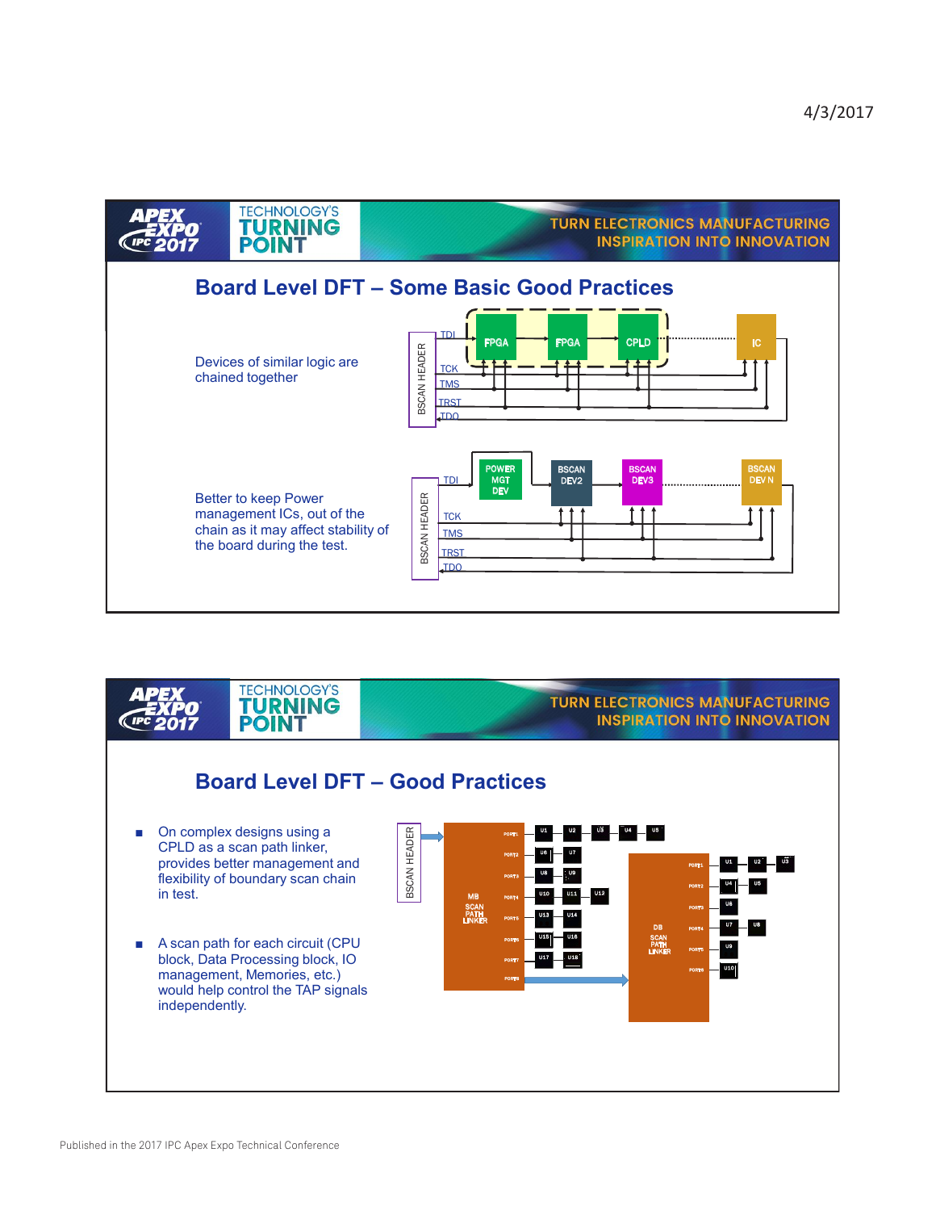## Board Level DFT – Some Basic Good Practices

Devices of similar logic are chained together

Better to keep Power management ICs, out of the chain as it may affect stability of the board during the test.

## Board Level DFT – Good Practices

- On complex designs using a CPLD as a scan path linker, provides better management and flexibility of boundary scan chain in test.
- A scan path for each circuit (CPU block, Data Processing block, IO management, Memories, etc.) would help control the TAP signals independently.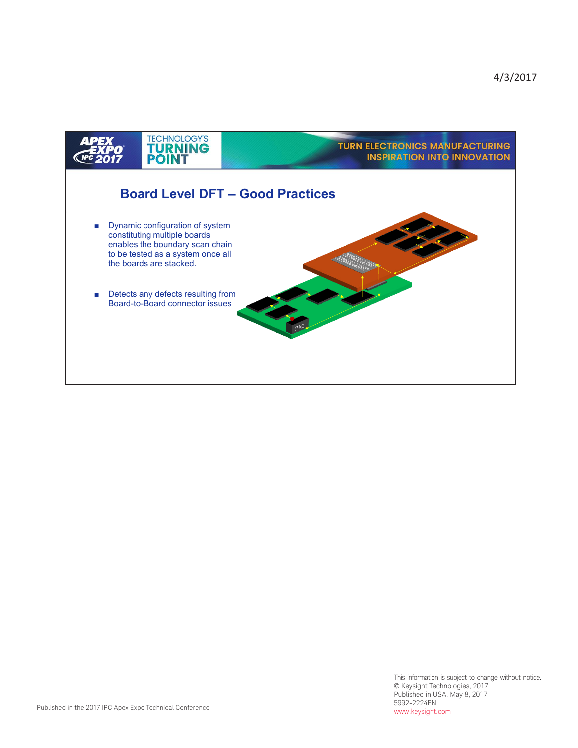## Board Level DFT – Good Practices

- Dynamic configuration of system constituting multiple boards enables the boundary scan chain to be tested as a system once all the boards are stacked.
- Detects any defects resulting from Board-to-Board connector issues

JTAG

This information is subject to change without notice.
© Keysight Technologies, 2017
Published in USA, May 8, 2017
5992-2224EN
www.keysight.com